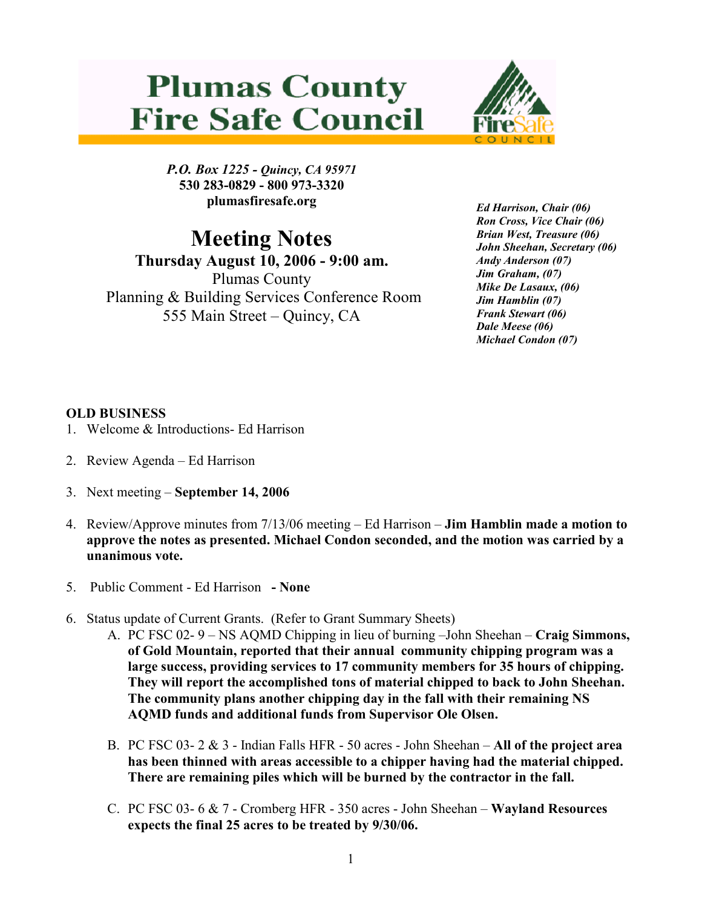# Plumas County Fire Safe Council

***P.O. Box 1225 - Quincy, CA 95971***
**530 283-0829 - 800 973-3320**
**plumasfiresafe.org**

***Ed Harrison, Chair (06)***
***Ron Cross, Vice Chair (06)***
***Brian West, Treasure (06)***
***John Sheehan, Secretary (06)***
***Andy Anderson (07)***
***Jim Graham, (07)***
***Mike De Lasaux, (06)***
***Jim Hamblin (07)***
***Frank Stewart (06)***
***Dale Meese (06)***
***Michael Condon (07)***

## Meeting Notes

**Thursday August 10, 2006 - 9:00 am.**
Plumas County
Planning & Building Services Conference Room
555 Main Street – Quincy, CA

**OLD BUSINESS**

1. Welcome & Introductions- Ed Harrison
2. Review Agenda – Ed Harrison
3. Next meeting – **September 14, 2006**
4. Review/Approve minutes from 7/13/06 meeting – Ed Harrison – **Jim Hamblin made a motion to approve the notes as presented. Michael Condon seconded, and the motion was carried by a unanimous vote.**
5. Public Comment - Ed Harrison **- None**
6. Status update of Current Grants. (Refer to Grant Summary Sheets)
   - A. PC FSC 02- 9 – NS AQMD Chipping in lieu of burning –John Sheehan – **Craig Simmons, of Gold Mountain, reported that their annual community chipping program was a large success, providing services to 17 community members for 35 hours of chipping. They will report the accomplished tons of material chipped to back to John Sheehan. The community plans another chipping day in the fall with their remaining NS AQMD funds and additional funds from Supervisor Ole Olsen.**
   - B. PC FSC 03- 2 & 3 - Indian Falls HFR - 50 acres - John Sheehan – **All of the project area has been thinned with areas accessible to a chipper having had the material chipped. There are remaining piles which will be burned by the contractor in the fall.**
   - C. PC FSC 03- 6 & 7 - Cromberg HFR - 350 acres - John Sheehan – **Wayland Resources expects the final 25 acres to be treated by 9/30/06.**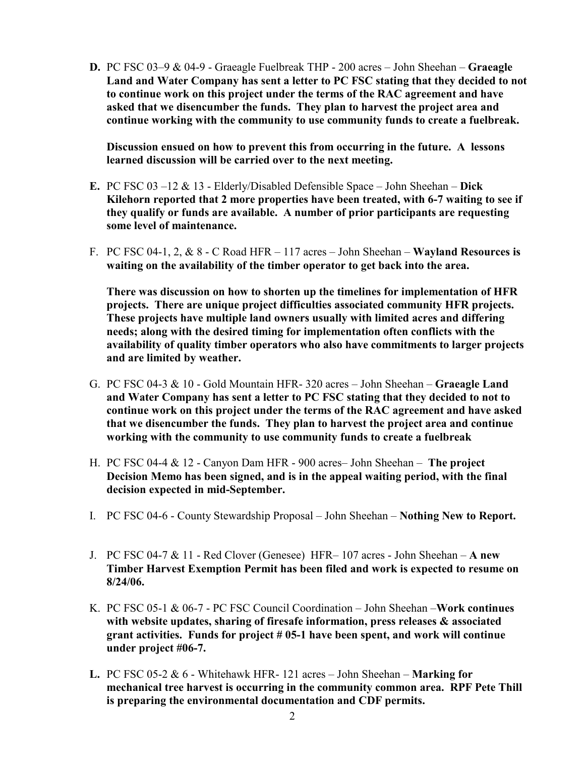**D.** PC FSC 03–9 & 04-9 - Graeagle Fuelbreak THP - 200 acres – John Sheehan – **Graeagle Land and Water Company has sent a letter to PC FSC stating that they decided to not to continue work on this project under the terms of the RAC agreement and have asked that we disencumber the funds. They plan to harvest the project area and continue working with the community to use community funds to create a fuelbreak.**

**Discussion ensued on how to prevent this from occurring in the future. A lessons learned discussion will be carried over to the next meeting.**

**E.** PC FSC 03 –12 & 13 - Elderly/Disabled Defensible Space – John Sheehan – **Dick Kilehorn reported that 2 more properties have been treated, with 6-7 waiting to see if they qualify or funds are available. A number of prior participants are requesting some level of maintenance.**

F. PC FSC 04-1, 2, & 8 - C Road HFR – 117 acres – John Sheehan – **Wayland Resources is waiting on the availability of the timber operator to get back into the area.**

**There was discussion on how to shorten up the timelines for implementation of HFR projects. There are unique project difficulties associated community HFR projects. These projects have multiple land owners usually with limited acres and differing needs; along with the desired timing for implementation often conflicts with the availability of quality timber operators who also have commitments to larger projects and are limited by weather.**

G. PC FSC 04-3 & 10 - Gold Mountain HFR- 320 acres – John Sheehan – **Graeagle Land and Water Company has sent a letter to PC FSC stating that they decided to not to continue work on this project under the terms of the RAC agreement and have asked that we disencumber the funds. They plan to harvest the project area and continue working with the community to use community funds to create a fuelbreak**

H. PC FSC 04-4 & 12 - Canyon Dam HFR - 900 acres– John Sheehan – **The project Decision Memo has been signed, and is in the appeal waiting period, with the final decision expected in mid-September.**

I. PC FSC 04-6 - County Stewardship Proposal – John Sheehan – **Nothing New to Report.**

J. PC FSC 04-7 & 11 - Red Clover (Genesee) HFR– 107 acres - John Sheehan – **A new Timber Harvest Exemption Permit has been filed and work is expected to resume on 8/24/06.**

K. PC FSC 05-1 & 06-7 - PC FSC Council Coordination – John Sheehan –**Work continues with website updates, sharing of firesafe information, press releases & associated grant activities. Funds for project # 05-1 have been spent, and work will continue under project #06-7.**

**L.** PC FSC 05-2 & 6 - Whitehawk HFR- 121 acres – John Sheehan – **Marking for mechanical tree harvest is occurring in the community common area. RPF Pete Thill is preparing the environmental documentation and CDF permits.**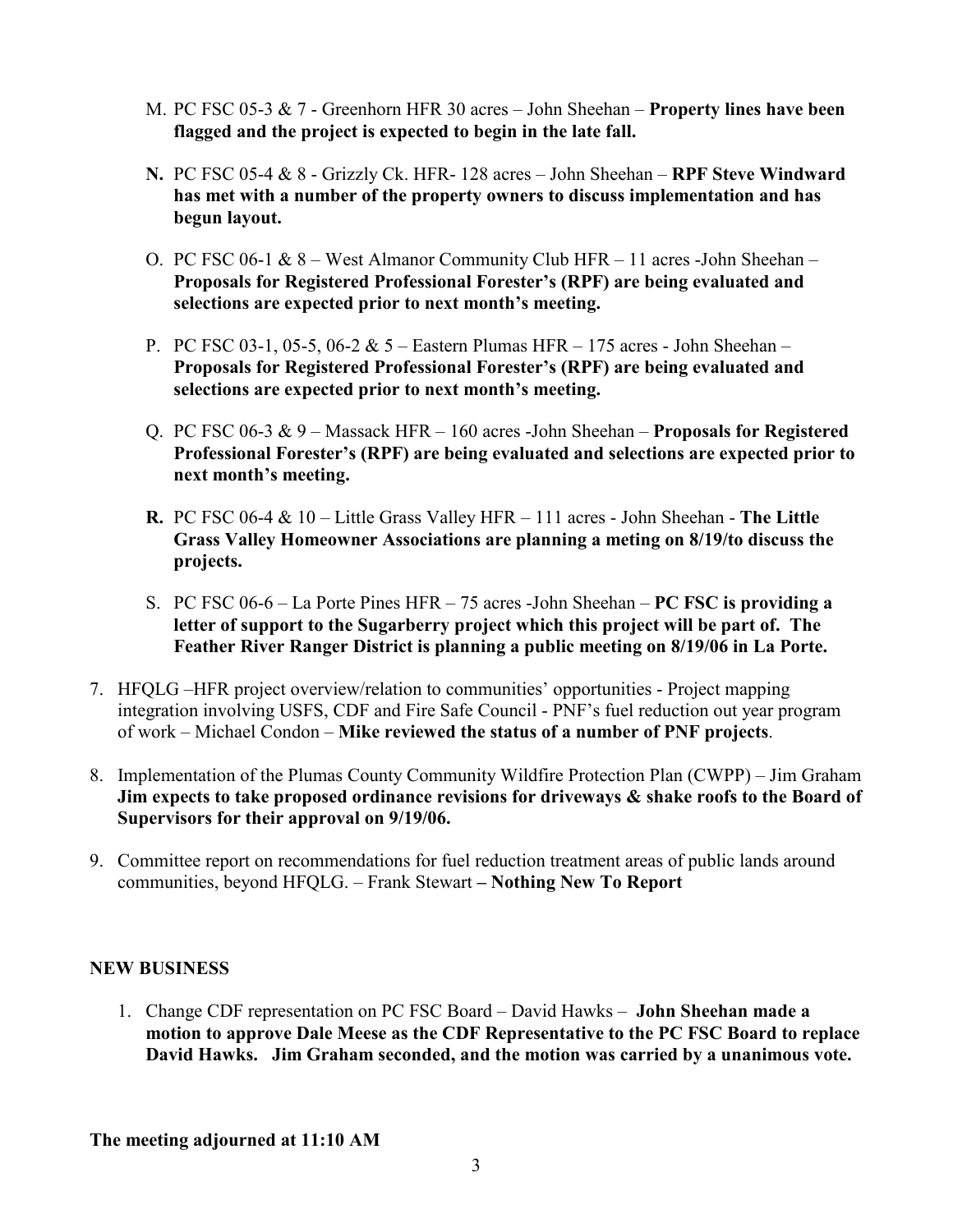M. PC FSC 05-3 & 7 - Greenhorn HFR 30 acres – John Sheehan – **Property lines have been flagged and the project is expected to begin in the late fall.**

**N.** PC FSC 05-4 & 8 - Grizzly Ck. HFR- 128 acres – John Sheehan – **RPF Steve Windward has met with a number of the property owners to discuss implementation and has begun layout.**

O. PC FSC 06-1 & 8 – West Almanor Community Club HFR – 11 acres -John Sheehan – **Proposals for Registered Professional Forester's (RPF) are being evaluated and selections are expected prior to next month's meeting.**

P. PC FSC 03-1, 05-5, 06-2 & 5 – Eastern Plumas HFR – 175 acres - John Sheehan – **Proposals for Registered Professional Forester's (RPF) are being evaluated and selections are expected prior to next month's meeting.**

Q. PC FSC 06-3 & 9 – Massack HFR – 160 acres -John Sheehan – **Proposals for Registered Professional Forester's (RPF) are being evaluated and selections are expected prior to next month's meeting.**

**R.** PC FSC 06-4 & 10 – Little Grass Valley HFR – 111 acres - John Sheehan - **The Little Grass Valley Homeowner Associations are planning a meting on 8/19/to discuss the projects.**

S. PC FSC 06-6 – La Porte Pines HFR – 75 acres -John Sheehan – **PC FSC is providing a letter of support to the Sugarberry project which this project will be part of. The Feather River Ranger District is planning a public meeting on 8/19/06 in La Porte.**

7. HFQLG –HFR project overview/relation to communities' opportunities - Project mapping integration involving USFS, CDF and Fire Safe Council - PNF's fuel reduction out year program of work – Michael Condon – **Mike reviewed the status of a number of PNF projects**.

8. Implementation of the Plumas County Community Wildfire Protection Plan (CWPP) – Jim Graham **Jim expects to take proposed ordinance revisions for driveways & shake roofs to the Board of Supervisors for their approval on 9/19/06.**

9. Committee report on recommendations for fuel reduction treatment areas of public lands around communities, beyond HFQLG. – Frank Stewart **– Nothing New To Report**

**NEW BUSINESS**

1. Change CDF representation on PC FSC Board – David Hawks – **John Sheehan made a motion to approve Dale Meese as the CDF Representative to the PC FSC Board to replace David Hawks. Jim Graham seconded, and the motion was carried by a unanimous vote.**

**The meeting adjourned at 11:10 AM**